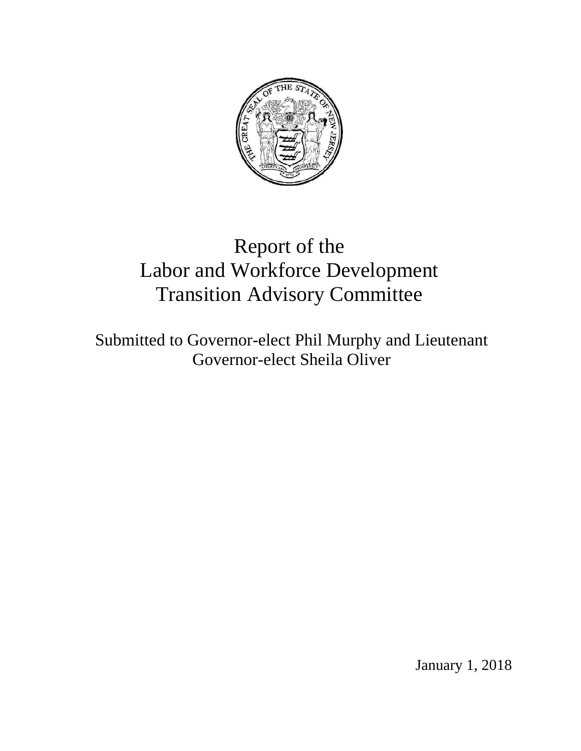# Report of the Labor and Workforce Development Transition Advisory Committee

Submitted to Governor-elect Phil Murphy and Lieutenant Governor-elect Sheila Oliver

January 1, 2018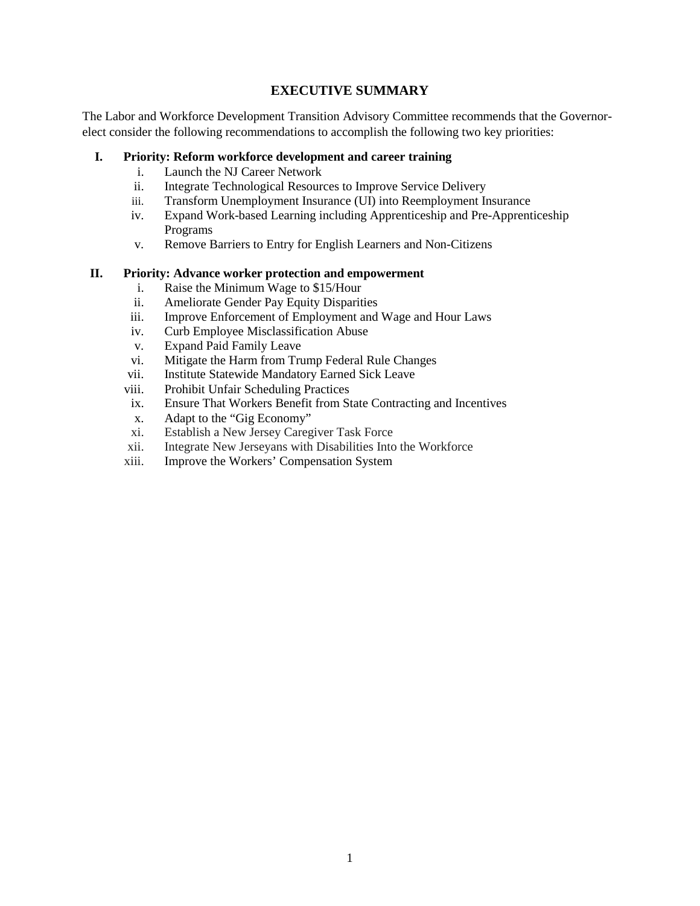# EXECUTIVE SUMMARY

The Labor and Workforce Development Transition Advisory Committee recommends that the Governor-elect consider the following recommendations to accomplish the following two key priorities:

**I. Priority: Reform workforce development and career training**

i. Launch the NJ Career Network
ii. Integrate Technological Resources to Improve Service Delivery
iii. Transform Unemployment Insurance (UI) into Reemployment Insurance
iv. Expand Work-based Learning including Apprenticeship and Pre-Apprenticeship Programs
v. Remove Barriers to Entry for English Learners and Non-Citizens

**II. Priority: Advance worker protection and empowerment**

i. Raise the Minimum Wage to $15/Hour
ii. Ameliorate Gender Pay Equity Disparities
iii. Improve Enforcement of Employment and Wage and Hour Laws
iv. Curb Employee Misclassification Abuse
v. Expand Paid Family Leave
vi. Mitigate the Harm from Trump Federal Rule Changes
vii. Institute Statewide Mandatory Earned Sick Leave
viii. Prohibit Unfair Scheduling Practices
ix. Ensure That Workers Benefit from State Contracting and Incentives
x. Adapt to the "Gig Economy"
xi. Establish a New Jersey Caregiver Task Force
xii. Integrate New Jerseyans with Disabilities Into the Workforce
xiii. Improve the Workers' Compensation System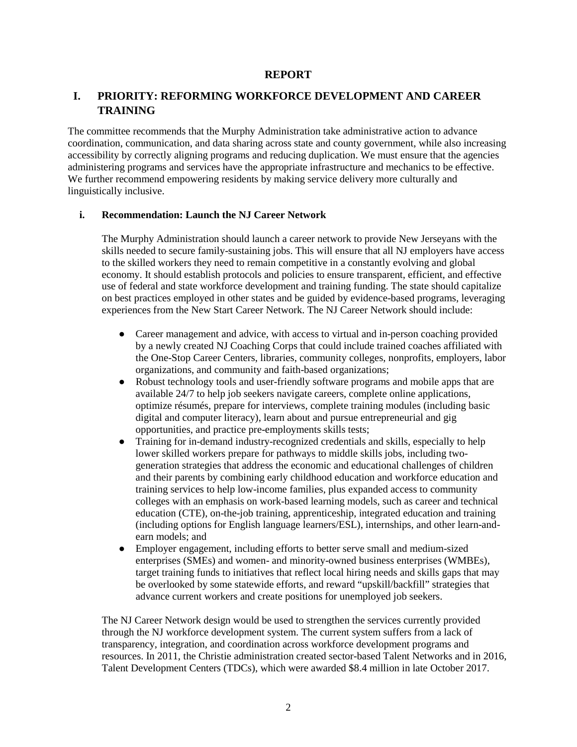## REPORT

# I. PRIORITY: REFORMING WORKFORCE DEVELOPMENT AND CAREER TRAINING

The committee recommends that the Murphy Administration take administrative action to advance coordination, communication, and data sharing across state and county government, while also increasing accessibility by correctly aligning programs and reducing duplication. We must ensure that the agencies administering programs and services have the appropriate infrastructure and mechanics to be effective. We further recommend empowering residents by making service delivery more culturally and linguistically inclusive.

### i. Recommendation: Launch the NJ Career Network

The Murphy Administration should launch a career network to provide New Jerseyans with the skills needed to secure family-sustaining jobs. This will ensure that all NJ employers have access to the skilled workers they need to remain competitive in a constantly evolving and global economy. It should establish protocols and policies to ensure transparent, efficient, and effective use of federal and state workforce development and training funding. The state should capitalize on best practices employed in other states and be guided by evidence-based programs, leveraging experiences from the New Start Career Network. The NJ Career Network should include:

- Career management and advice, with access to virtual and in-person coaching provided by a newly created NJ Coaching Corps that could include trained coaches affiliated with the One-Stop Career Centers, libraries, community colleges, nonprofits, employers, labor organizations, and community and faith-based organizations;
- Robust technology tools and user-friendly software programs and mobile apps that are available 24/7 to help job seekers navigate careers, complete online applications, optimize résumés, prepare for interviews, complete training modules (including basic digital and computer literacy), learn about and pursue entrepreneurial and gig opportunities, and practice pre-employments skills tests;
- Training for in-demand industry-recognized credentials and skills, especially to help lower skilled workers prepare for pathways to middle skills jobs, including two-generation strategies that address the economic and educational challenges of children and their parents by combining early childhood education and workforce education and training services to help low-income families, plus expanded access to community colleges with an emphasis on work-based learning models, such as career and technical education (CTE), on-the-job training, apprenticeship, integrated education and training (including options for English language learners/ESL), internships, and other learn-and-earn models; and
- Employer engagement, including efforts to better serve small and medium-sized enterprises (SMEs) and women- and minority-owned business enterprises (WMBEs), target training funds to initiatives that reflect local hiring needs and skills gaps that may be overlooked by some statewide efforts, and reward "upskill/backfill" strategies that advance current workers and create positions for unemployed job seekers.

The NJ Career Network design would be used to strengthen the services currently provided through the NJ workforce development system. The current system suffers from a lack of transparency, integration, and coordination across workforce development programs and resources. In 2011, the Christie administration created sector-based Talent Networks and in 2016, Talent Development Centers (TDCs), which were awarded $8.4 million in late October 2017.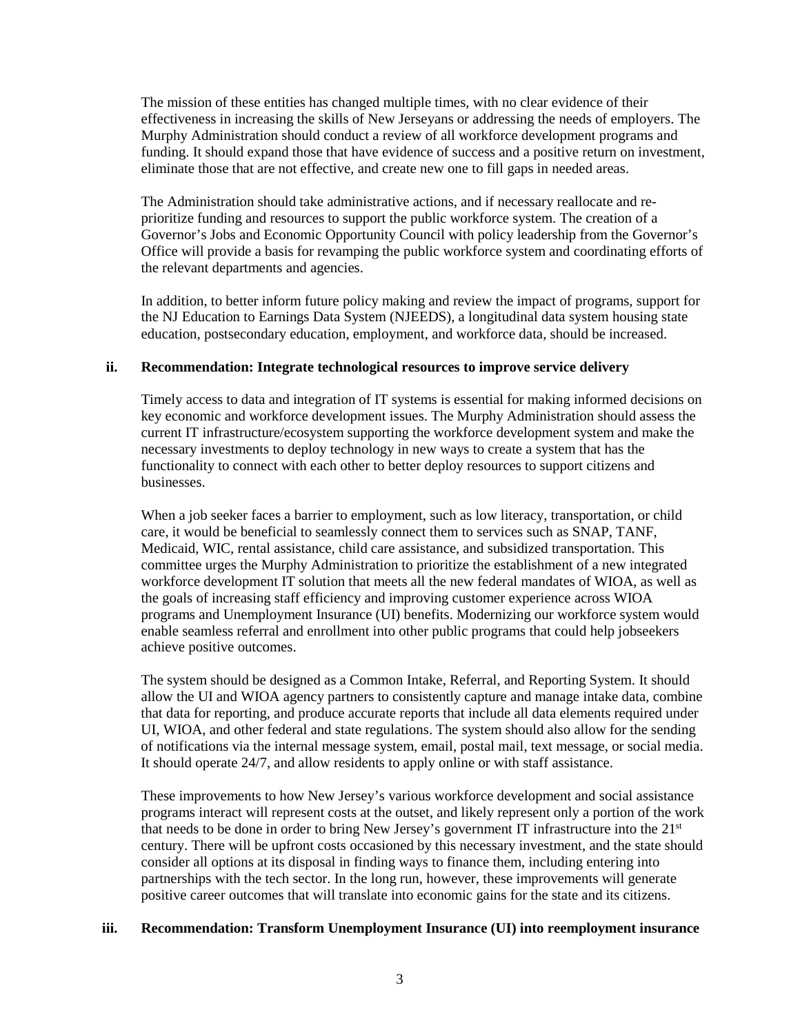The mission of these entities has changed multiple times, with no clear evidence of their effectiveness in increasing the skills of New Jerseyans or addressing the needs of employers. The Murphy Administration should conduct a review of all workforce development programs and funding. It should expand those that have evidence of success and a positive return on investment, eliminate those that are not effective, and create new one to fill gaps in needed areas.

The Administration should take administrative actions, and if necessary reallocate and re-prioritize funding and resources to support the public workforce system. The creation of a Governor's Jobs and Economic Opportunity Council with policy leadership from the Governor's Office will provide a basis for revamping the public workforce system and coordinating efforts of the relevant departments and agencies.

In addition, to better inform future policy making and review the impact of programs, support for the NJ Education to Earnings Data System (NJEEDS), a longitudinal data system housing state education, postsecondary education, employment, and workforce data, should be increased.

### ii. Recommendation: Integrate technological resources to improve service delivery

Timely access to data and integration of IT systems is essential for making informed decisions on key economic and workforce development issues. The Murphy Administration should assess the current IT infrastructure/ecosystem supporting the workforce development system and make the necessary investments to deploy technology in new ways to create a system that has the functionality to connect with each other to better deploy resources to support citizens and businesses.

When a job seeker faces a barrier to employment, such as low literacy, transportation, or child care, it would be beneficial to seamlessly connect them to services such as SNAP, TANF, Medicaid, WIC, rental assistance, child care assistance, and subsidized transportation. This committee urges the Murphy Administration to prioritize the establishment of a new integrated workforce development IT solution that meets all the new federal mandates of WIOA, as well as the goals of increasing staff efficiency and improving customer experience across WIOA programs and Unemployment Insurance (UI) benefits. Modernizing our workforce system would enable seamless referral and enrollment into other public programs that could help jobseekers achieve positive outcomes.

The system should be designed as a Common Intake, Referral, and Reporting System. It should allow the UI and WIOA agency partners to consistently capture and manage intake data, combine that data for reporting, and produce accurate reports that include all data elements required under UI, WIOA, and other federal and state regulations. The system should also allow for the sending of notifications via the internal message system, email, postal mail, text message, or social media. It should operate 24/7, and allow residents to apply online or with staff assistance.

These improvements to how New Jersey's various workforce development and social assistance programs interact will represent costs at the outset, and likely represent only a portion of the work that needs to be done in order to bring New Jersey's government IT infrastructure into the 21st century. There will be upfront costs occasioned by this necessary investment, and the state should consider all options at its disposal in finding ways to finance them, including entering into partnerships with the tech sector. In the long run, however, these improvements will generate positive career outcomes that will translate into economic gains for the state and its citizens.

### iii. Recommendation: Transform Unemployment Insurance (UI) into reemployment insurance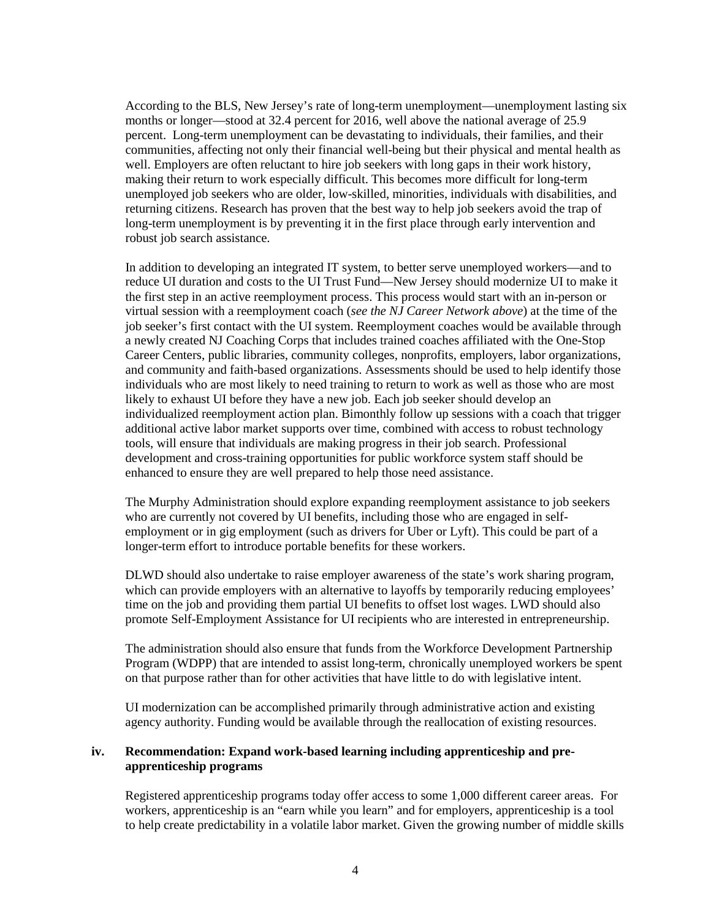According to the BLS, New Jersey's rate of long-term unemployment—unemployment lasting six months or longer—stood at 32.4 percent for 2016, well above the national average of 25.9 percent. Long-term unemployment can be devastating to individuals, their families, and their communities, affecting not only their financial well-being but their physical and mental health as well. Employers are often reluctant to hire job seekers with long gaps in their work history, making their return to work especially difficult. This becomes more difficult for long-term unemployed job seekers who are older, low-skilled, minorities, individuals with disabilities, and returning citizens. Research has proven that the best way to help job seekers avoid the trap of long-term unemployment is by preventing it in the first place through early intervention and robust job search assistance.

In addition to developing an integrated IT system, to better serve unemployed workers—and to reduce UI duration and costs to the UI Trust Fund—New Jersey should modernize UI to make it the first step in an active reemployment process. This process would start with an in-person or virtual session with a reemployment coach (*see the NJ Career Network above*) at the time of the job seeker's first contact with the UI system. Reemployment coaches would be available through a newly created NJ Coaching Corps that includes trained coaches affiliated with the One-Stop Career Centers, public libraries, community colleges, nonprofits, employers, labor organizations, and community and faith-based organizations. Assessments should be used to help identify those individuals who are most likely to need training to return to work as well as those who are most likely to exhaust UI before they have a new job. Each job seeker should develop an individualized reemployment action plan. Bimonthly follow up sessions with a coach that trigger additional active labor market supports over time, combined with access to robust technology tools, will ensure that individuals are making progress in their job search. Professional development and cross-training opportunities for public workforce system staff should be enhanced to ensure they are well prepared to help those need assistance.

The Murphy Administration should explore expanding reemployment assistance to job seekers who are currently not covered by UI benefits, including those who are engaged in self-employment or in gig employment (such as drivers for Uber or Lyft). This could be part of a longer-term effort to introduce portable benefits for these workers.

DLWD should also undertake to raise employer awareness of the state's work sharing program, which can provide employers with an alternative to layoffs by temporarily reducing employees' time on the job and providing them partial UI benefits to offset lost wages. LWD should also promote Self-Employment Assistance for UI recipients who are interested in entrepreneurship.

The administration should also ensure that funds from the Workforce Development Partnership Program (WDPP) that are intended to assist long-term, chronically unemployed workers be spent on that purpose rather than for other activities that have little to do with legislative intent.

UI modernization can be accomplished primarily through administrative action and existing agency authority. Funding would be available through the reallocation of existing resources.

### iv. Recommendation: Expand work-based learning including apprenticeship and pre-apprenticeship programs

Registered apprenticeship programs today offer access to some 1,000 different career areas. For workers, apprenticeship is an "earn while you learn" and for employers, apprenticeship is a tool to help create predictability in a volatile labor market. Given the growing number of middle skills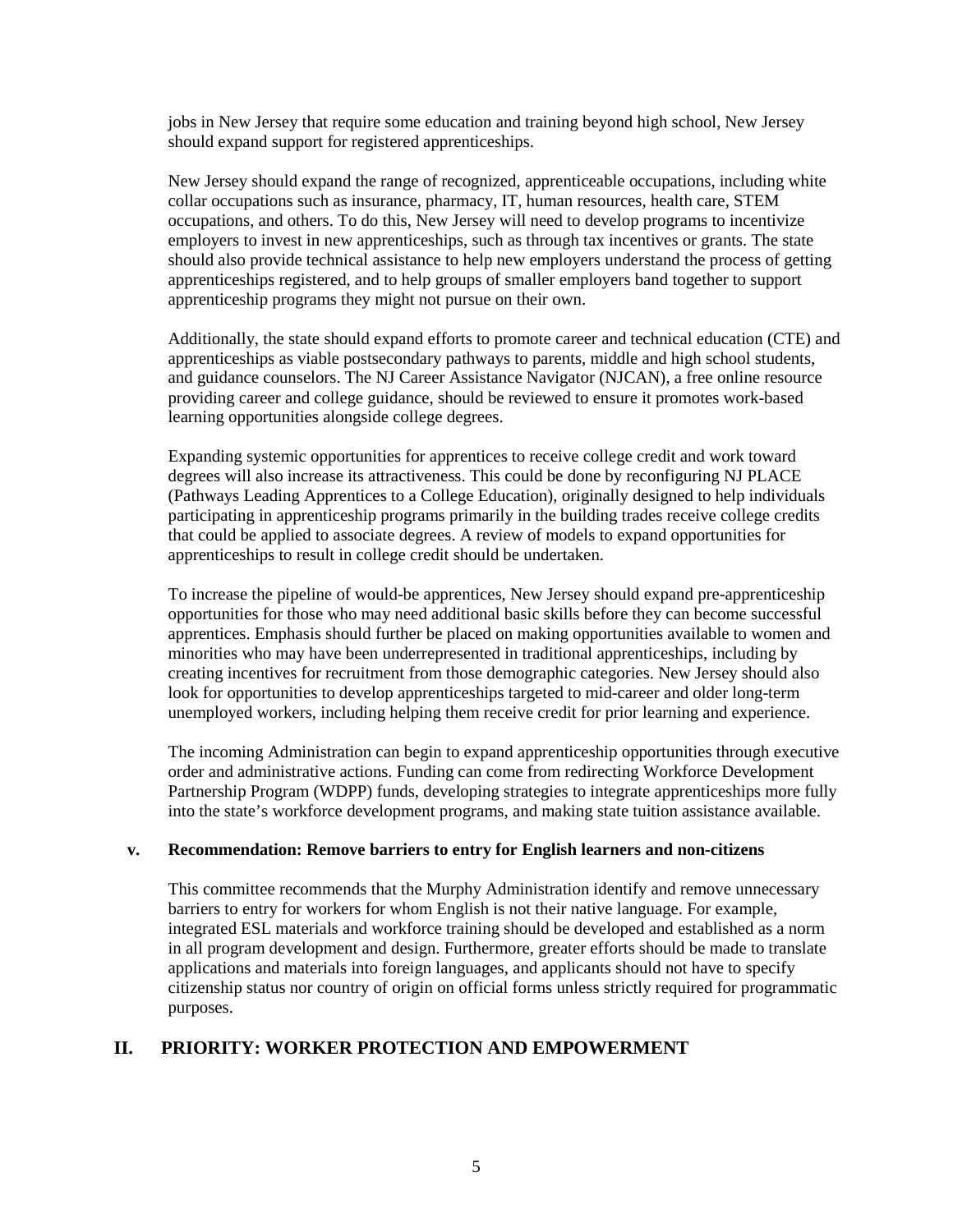jobs in New Jersey that require some education and training beyond high school, New Jersey should expand support for registered apprenticeships.

New Jersey should expand the range of recognized, apprenticeable occupations, including white collar occupations such as insurance, pharmacy, IT, human resources, health care, STEM occupations, and others. To do this, New Jersey will need to develop programs to incentivize employers to invest in new apprenticeships, such as through tax incentives or grants. The state should also provide technical assistance to help new employers understand the process of getting apprenticeships registered, and to help groups of smaller employers band together to support apprenticeship programs they might not pursue on their own.

Additionally, the state should expand efforts to promote career and technical education (CTE) and apprenticeships as viable postsecondary pathways to parents, middle and high school students, and guidance counselors. The NJ Career Assistance Navigator (NJCAN), a free online resource providing career and college guidance, should be reviewed to ensure it promotes work-based learning opportunities alongside college degrees.

Expanding systemic opportunities for apprentices to receive college credit and work toward degrees will also increase its attractiveness. This could be done by reconfiguring NJ PLACE (Pathways Leading Apprentices to a College Education), originally designed to help individuals participating in apprenticeship programs primarily in the building trades receive college credits that could be applied to associate degrees. A review of models to expand opportunities for apprenticeships to result in college credit should be undertaken.

To increase the pipeline of would-be apprentices, New Jersey should expand pre-apprenticeship opportunities for those who may need additional basic skills before they can become successful apprentices. Emphasis should further be placed on making opportunities available to women and minorities who may have been underrepresented in traditional apprenticeships, including by creating incentives for recruitment from those demographic categories. New Jersey should also look for opportunities to develop apprenticeships targeted to mid-career and older long-term unemployed workers, including helping them receive credit for prior learning and experience.

The incoming Administration can begin to expand apprenticeship opportunities through executive order and administrative actions. Funding can come from redirecting Workforce Development Partnership Program (WDPP) funds, developing strategies to integrate apprenticeships more fully into the state's workforce development programs, and making state tuition assistance available.

### v. Recommendation: Remove barriers to entry for English learners and non-citizens

This committee recommends that the Murphy Administration identify and remove unnecessary barriers to entry for workers for whom English is not their native language. For example, integrated ESL materials and workforce training should be developed and established as a norm in all program development and design. Furthermore, greater efforts should be made to translate applications and materials into foreign languages, and applicants should not have to specify citizenship status nor country of origin on official forms unless strictly required for programmatic purposes.

## II. PRIORITY: WORKER PROTECTION AND EMPOWERMENT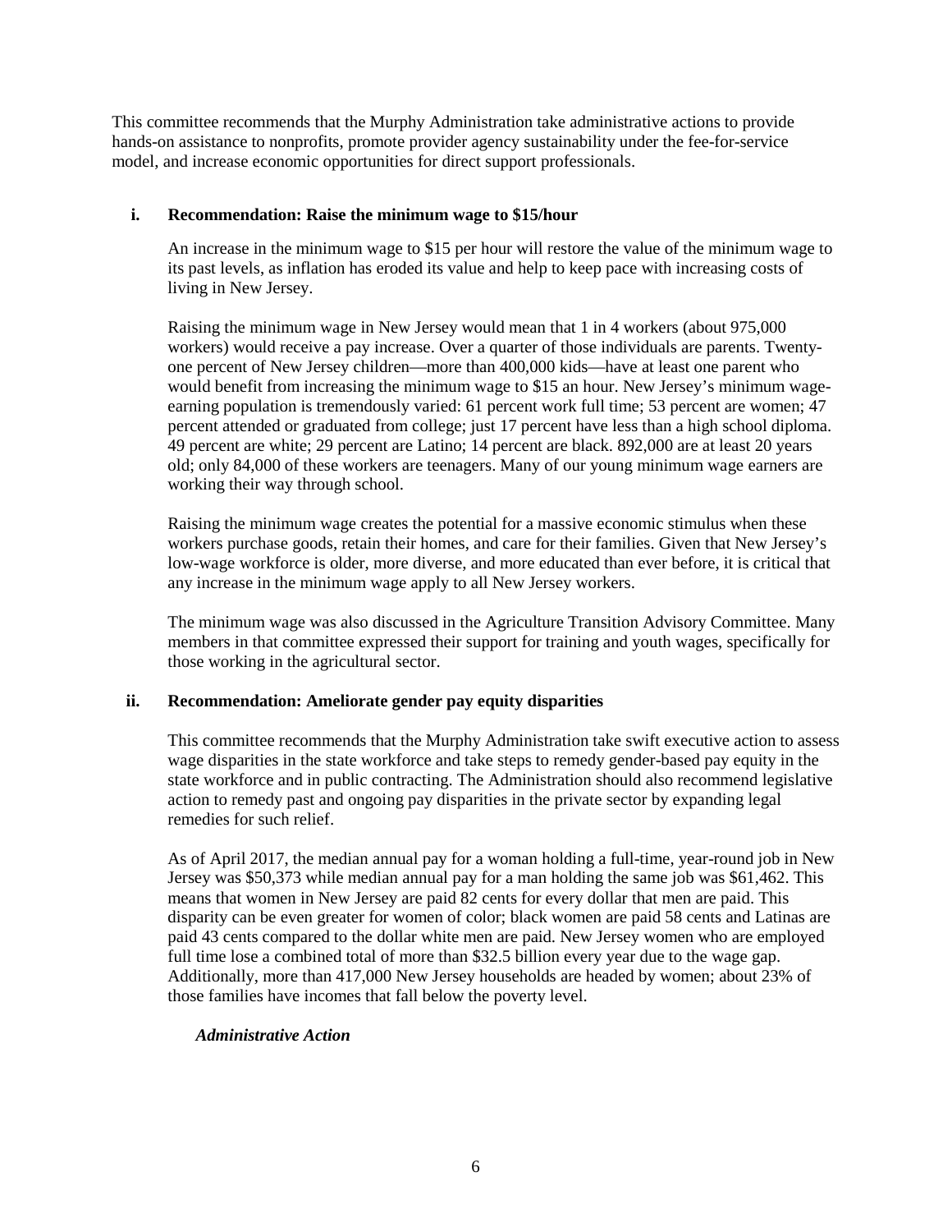This committee recommends that the Murphy Administration take administrative actions to provide hands-on assistance to nonprofits, promote provider agency sustainability under the fee-for-service model, and increase economic opportunities for direct support professionals.

### i. Recommendation: Raise the minimum wage to $15/hour

An increase in the minimum wage to $15 per hour will restore the value of the minimum wage to its past levels, as inflation has eroded its value and help to keep pace with increasing costs of living in New Jersey.

Raising the minimum wage in New Jersey would mean that 1 in 4 workers (about 975,000 workers) would receive a pay increase. Over a quarter of those individuals are parents. Twenty-one percent of New Jersey children—more than 400,000 kids—have at least one parent who would benefit from increasing the minimum wage to $15 an hour. New Jersey's minimum wage-earning population is tremendously varied: 61 percent work full time; 53 percent are women; 47 percent attended or graduated from college; just 17 percent have less than a high school diploma. 49 percent are white; 29 percent are Latino; 14 percent are black. 892,000 are at least 20 years old; only 84,000 of these workers are teenagers. Many of our young minimum wage earners are working their way through school.

Raising the minimum wage creates the potential for a massive economic stimulus when these workers purchase goods, retain their homes, and care for their families. Given that New Jersey's low-wage workforce is older, more diverse, and more educated than ever before, it is critical that any increase in the minimum wage apply to all New Jersey workers.

The minimum wage was also discussed in the Agriculture Transition Advisory Committee. Many members in that committee expressed their support for training and youth wages, specifically for those working in the agricultural sector.

### ii. Recommendation: Ameliorate gender pay equity disparities

This committee recommends that the Murphy Administration take swift executive action to assess wage disparities in the state workforce and take steps to remedy gender-based pay equity in the state workforce and in public contracting. The Administration should also recommend legislative action to remedy past and ongoing pay disparities in the private sector by expanding legal remedies for such relief.

As of April 2017, the median annual pay for a woman holding a full-time, year-round job in New Jersey was $50,373 while median annual pay for a man holding the same job was $61,462. This means that women in New Jersey are paid 82 cents for every dollar that men are paid. This disparity can be even greater for women of color; black women are paid 58 cents and Latinas are paid 43 cents compared to the dollar white men are paid. New Jersey women who are employed full time lose a combined total of more than $32.5 billion every year due to the wage gap. Additionally, more than 417,000 New Jersey households are headed by women; about 23% of those families have incomes that fall below the poverty level.

***Administrative Action***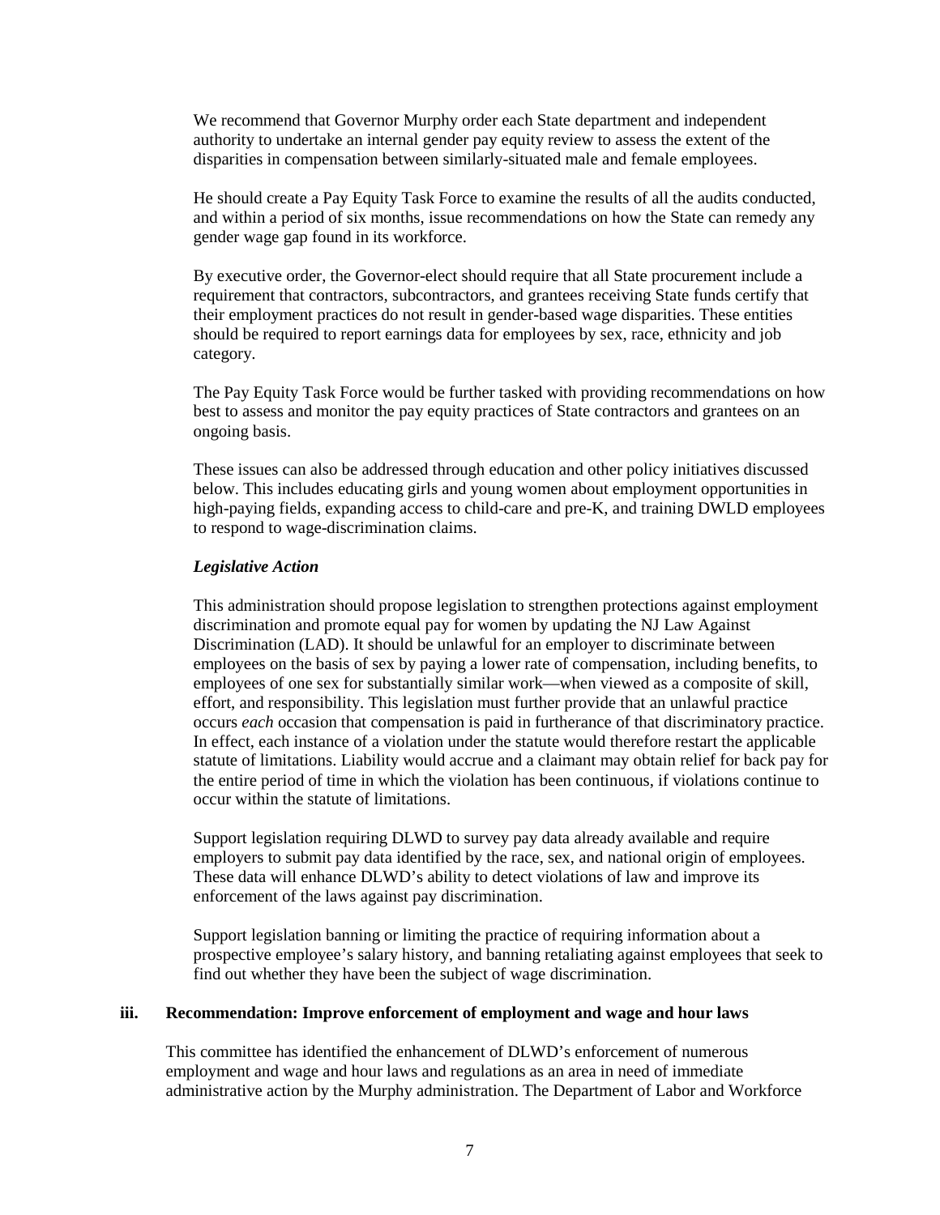We recommend that Governor Murphy order each State department and independent authority to undertake an internal gender pay equity review to assess the extent of the disparities in compensation between similarly-situated male and female employees.

He should create a Pay Equity Task Force to examine the results of all the audits conducted, and within a period of six months, issue recommendations on how the State can remedy any gender wage gap found in its workforce.

By executive order, the Governor-elect should require that all State procurement include a requirement that contractors, subcontractors, and grantees receiving State funds certify that their employment practices do not result in gender-based wage disparities. These entities should be required to report earnings data for employees by sex, race, ethnicity and job category.

The Pay Equity Task Force would be further tasked with providing recommendations on how best to assess and monitor the pay equity practices of State contractors and grantees on an ongoing basis.

These issues can also be addressed through education and other policy initiatives discussed below. This includes educating girls and young women about employment opportunities in high-paying fields, expanding access to child-care and pre-K, and training DWLD employees to respond to wage-discrimination claims.

***Legislative Action***

This administration should propose legislation to strengthen protections against employment discrimination and promote equal pay for women by updating the NJ Law Against Discrimination (LAD). It should be unlawful for an employer to discriminate between employees on the basis of sex by paying a lower rate of compensation, including benefits, to employees of one sex for substantially similar work—when viewed as a composite of skill, effort, and responsibility. This legislation must further provide that an unlawful practice occurs *each* occasion that compensation is paid in furtherance of that discriminatory practice. In effect, each instance of a violation under the statute would therefore restart the applicable statute of limitations. Liability would accrue and a claimant may obtain relief for back pay for the entire period of time in which the violation has been continuous, if violations continue to occur within the statute of limitations.

Support legislation requiring DLWD to survey pay data already available and require employers to submit pay data identified by the race, sex, and national origin of employees. These data will enhance DLWD's ability to detect violations of law and improve its enforcement of the laws against pay discrimination.

Support legislation banning or limiting the practice of requiring information about a prospective employee's salary history, and banning retaliating against employees that seek to find out whether they have been the subject of wage discrimination.

### iii. Recommendation: Improve enforcement of employment and wage and hour laws

This committee has identified the enhancement of DLWD's enforcement of numerous employment and wage and hour laws and regulations as an area in need of immediate administrative action by the Murphy administration. The Department of Labor and Workforce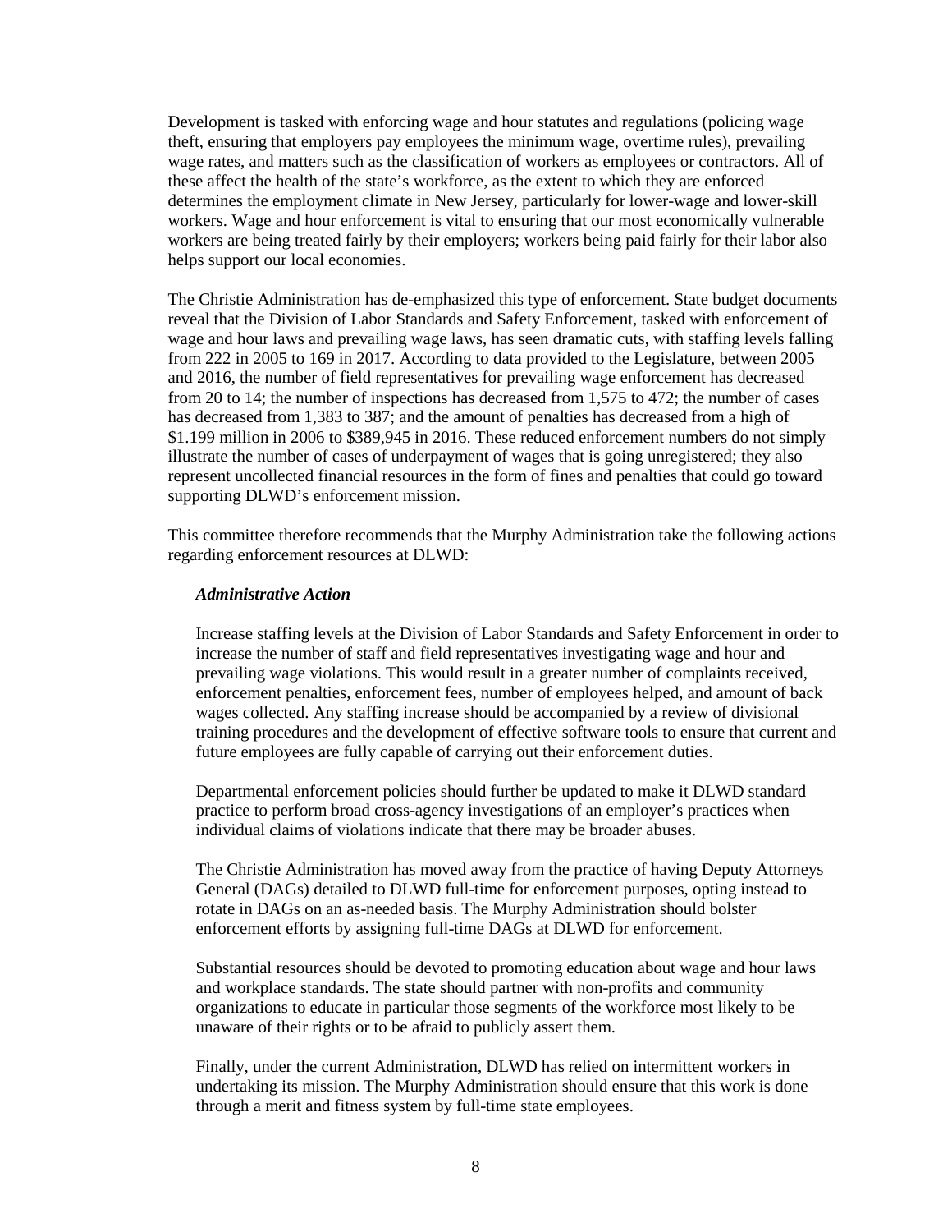Development is tasked with enforcing wage and hour statutes and regulations (policing wage theft, ensuring that employers pay employees the minimum wage, overtime rules), prevailing wage rates, and matters such as the classification of workers as employees or contractors. All of these affect the health of the state's workforce, as the extent to which they are enforced determines the employment climate in New Jersey, particularly for lower-wage and lower-skill workers. Wage and hour enforcement is vital to ensuring that our most economically vulnerable workers are being treated fairly by their employers; workers being paid fairly for their labor also helps support our local economies.

The Christie Administration has de-emphasized this type of enforcement. State budget documents reveal that the Division of Labor Standards and Safety Enforcement, tasked with enforcement of wage and hour laws and prevailing wage laws, has seen dramatic cuts, with staffing levels falling from 222 in 2005 to 169 in 2017. According to data provided to the Legislature, between 2005 and 2016, the number of field representatives for prevailing wage enforcement has decreased from 20 to 14; the number of inspections has decreased from 1,575 to 472; the number of cases has decreased from 1,383 to 387; and the amount of penalties has decreased from a high of $1.199 million in 2006 to $389,945 in 2016. These reduced enforcement numbers do not simply illustrate the number of cases of underpayment of wages that is going unregistered; they also represent uncollected financial resources in the form of fines and penalties that could go toward supporting DLWD's enforcement mission.

This committee therefore recommends that the Murphy Administration take the following actions regarding enforcement resources at DLWD:

***Administrative Action***

Increase staffing levels at the Division of Labor Standards and Safety Enforcement in order to increase the number of staff and field representatives investigating wage and hour and prevailing wage violations. This would result in a greater number of complaints received, enforcement penalties, enforcement fees, number of employees helped, and amount of back wages collected. Any staffing increase should be accompanied by a review of divisional training procedures and the development of effective software tools to ensure that current and future employees are fully capable of carrying out their enforcement duties.

Departmental enforcement policies should further be updated to make it DLWD standard practice to perform broad cross-agency investigations of an employer's practices when individual claims of violations indicate that there may be broader abuses.

The Christie Administration has moved away from the practice of having Deputy Attorneys General (DAGs) detailed to DLWD full-time for enforcement purposes, opting instead to rotate in DAGs on an as-needed basis. The Murphy Administration should bolster enforcement efforts by assigning full-time DAGs at DLWD for enforcement.

Substantial resources should be devoted to promoting education about wage and hour laws and workplace standards. The state should partner with non-profits and community organizations to educate in particular those segments of the workforce most likely to be unaware of their rights or to be afraid to publicly assert them.

Finally, under the current Administration, DLWD has relied on intermittent workers in undertaking its mission. The Murphy Administration should ensure that this work is done through a merit and fitness system by full-time state employees.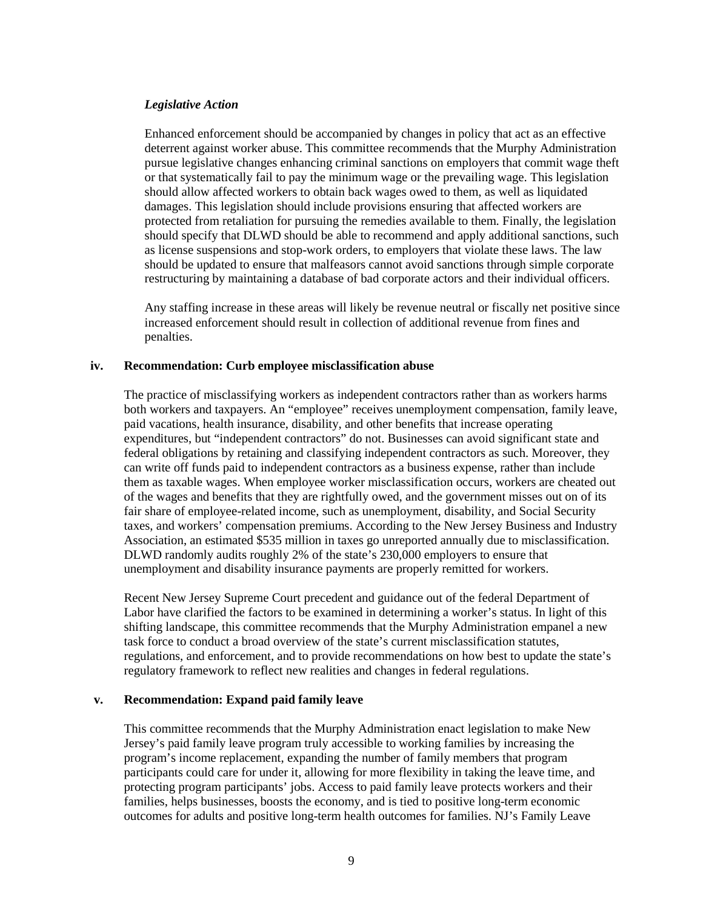*Legislative Action*

Enhanced enforcement should be accompanied by changes in policy that act as an effective deterrent against worker abuse. This committee recommends that the Murphy Administration pursue legislative changes enhancing criminal sanctions on employers that commit wage theft or that systematically fail to pay the minimum wage or the prevailing wage. This legislation should allow affected workers to obtain back wages owed to them, as well as liquidated damages. This legislation should include provisions ensuring that affected workers are protected from retaliation for pursuing the remedies available to them. Finally, the legislation should specify that DLWD should be able to recommend and apply additional sanctions, such as license suspensions and stop-work orders, to employers that violate these laws. The law should be updated to ensure that malfeasors cannot avoid sanctions through simple corporate restructuring by maintaining a database of bad corporate actors and their individual officers.

Any staffing increase in these areas will likely be revenue neutral or fiscally net positive since increased enforcement should result in collection of additional revenue from fines and penalties.

### iv. Recommendation: Curb employee misclassification abuse

The practice of misclassifying workers as independent contractors rather than as workers harms both workers and taxpayers. An "employee" receives unemployment compensation, family leave, paid vacations, health insurance, disability, and other benefits that increase operating expenditures, but "independent contractors" do not. Businesses can avoid significant state and federal obligations by retaining and classifying independent contractors as such. Moreover, they can write off funds paid to independent contractors as a business expense, rather than include them as taxable wages. When employee worker misclassification occurs, workers are cheated out of the wages and benefits that they are rightfully owed, and the government misses out on of its fair share of employee-related income, such as unemployment, disability, and Social Security taxes, and workers' compensation premiums. According to the New Jersey Business and Industry Association, an estimated $535 million in taxes go unreported annually due to misclassification. DLWD randomly audits roughly 2% of the state's 230,000 employers to ensure that unemployment and disability insurance payments are properly remitted for workers.

Recent New Jersey Supreme Court precedent and guidance out of the federal Department of Labor have clarified the factors to be examined in determining a worker's status. In light of this shifting landscape, this committee recommends that the Murphy Administration empanel a new task force to conduct a broad overview of the state's current misclassification statutes, regulations, and enforcement, and to provide recommendations on how best to update the state's regulatory framework to reflect new realities and changes in federal regulations.

### v. Recommendation: Expand paid family leave

This committee recommends that the Murphy Administration enact legislation to make New Jersey's paid family leave program truly accessible to working families by increasing the program's income replacement, expanding the number of family members that program participants could care for under it, allowing for more flexibility in taking the leave time, and protecting program participants' jobs. Access to paid family leave protects workers and their families, helps businesses, boosts the economy, and is tied to positive long-term economic outcomes for adults and positive long-term health outcomes for families. NJ's Family Leave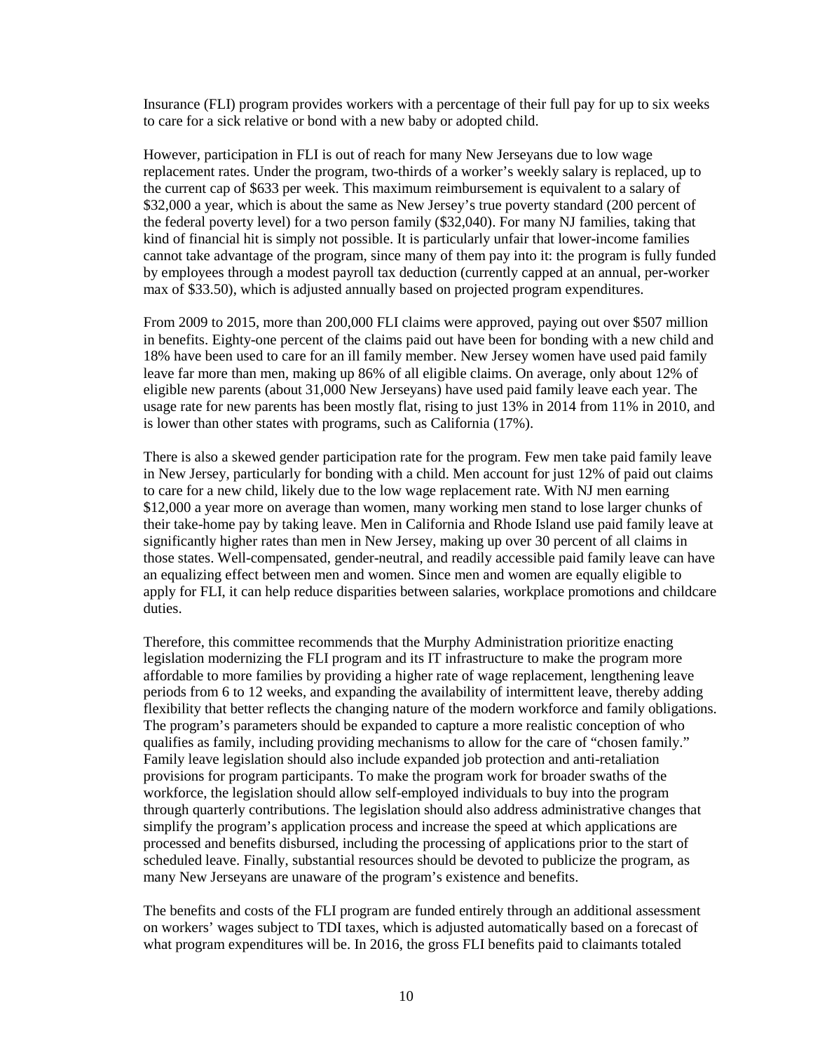Insurance (FLI) program provides workers with a percentage of their full pay for up to six weeks to care for a sick relative or bond with a new baby or adopted child.

However, participation in FLI is out of reach for many New Jerseyans due to low wage replacement rates. Under the program, two-thirds of a worker's weekly salary is replaced, up to the current cap of $633 per week. This maximum reimbursement is equivalent to a salary of $32,000 a year, which is about the same as New Jersey's true poverty standard (200 percent of the federal poverty level) for a two person family ($32,040). For many NJ families, taking that kind of financial hit is simply not possible. It is particularly unfair that lower-income families cannot take advantage of the program, since many of them pay into it: the program is fully funded by employees through a modest payroll tax deduction (currently capped at an annual, per-worker max of $33.50), which is adjusted annually based on projected program expenditures.

From 2009 to 2015, more than 200,000 FLI claims were approved, paying out over $507 million in benefits. Eighty-one percent of the claims paid out have been for bonding with a new child and 18% have been used to care for an ill family member. New Jersey women have used paid family leave far more than men, making up 86% of all eligible claims. On average, only about 12% of eligible new parents (about 31,000 New Jerseyans) have used paid family leave each year. The usage rate for new parents has been mostly flat, rising to just 13% in 2014 from 11% in 2010, and is lower than other states with programs, such as California (17%).

There is also a skewed gender participation rate for the program. Few men take paid family leave in New Jersey, particularly for bonding with a child. Men account for just 12% of paid out claims to care for a new child, likely due to the low wage replacement rate. With NJ men earning $12,000 a year more on average than women, many working men stand to lose larger chunks of their take-home pay by taking leave. Men in California and Rhode Island use paid family leave at significantly higher rates than men in New Jersey, making up over 30 percent of all claims in those states. Well-compensated, gender-neutral, and readily accessible paid family leave can have an equalizing effect between men and women. Since men and women are equally eligible to apply for FLI, it can help reduce disparities between salaries, workplace promotions and childcare duties.

Therefore, this committee recommends that the Murphy Administration prioritize enacting legislation modernizing the FLI program and its IT infrastructure to make the program more affordable to more families by providing a higher rate of wage replacement, lengthening leave periods from 6 to 12 weeks, and expanding the availability of intermittent leave, thereby adding flexibility that better reflects the changing nature of the modern workforce and family obligations. The program's parameters should be expanded to capture a more realistic conception of who qualifies as family, including providing mechanisms to allow for the care of "chosen family." Family leave legislation should also include expanded job protection and anti-retaliation provisions for program participants. To make the program work for broader swaths of the workforce, the legislation should allow self-employed individuals to buy into the program through quarterly contributions. The legislation should also address administrative changes that simplify the program's application process and increase the speed at which applications are processed and benefits disbursed, including the processing of applications prior to the start of scheduled leave. Finally, substantial resources should be devoted to publicize the program, as many New Jerseyans are unaware of the program's existence and benefits.

The benefits and costs of the FLI program are funded entirely through an additional assessment on workers' wages subject to TDI taxes, which is adjusted automatically based on a forecast of what program expenditures will be. In 2016, the gross FLI benefits paid to claimants totaled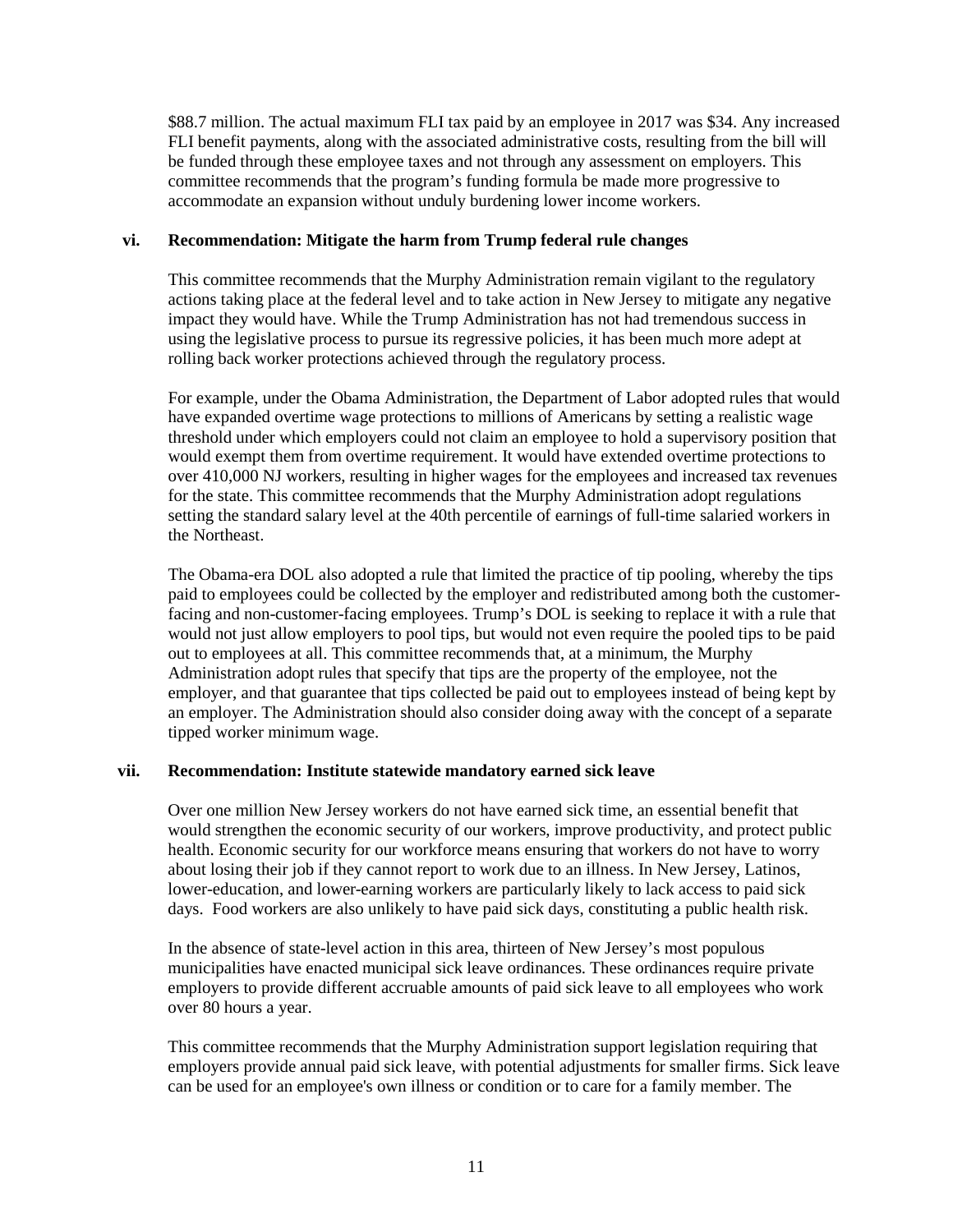$88.7 million. The actual maximum FLI tax paid by an employee in 2017 was $34. Any increased FLI benefit payments, along with the associated administrative costs, resulting from the bill will be funded through these employee taxes and not through any assessment on employers. This committee recommends that the program's funding formula be made more progressive to accommodate an expansion without unduly burdening lower income workers.

### vi. Recommendation: Mitigate the harm from Trump federal rule changes

This committee recommends that the Murphy Administration remain vigilant to the regulatory actions taking place at the federal level and to take action in New Jersey to mitigate any negative impact they would have. While the Trump Administration has not had tremendous success in using the legislative process to pursue its regressive policies, it has been much more adept at rolling back worker protections achieved through the regulatory process.

For example, under the Obama Administration, the Department of Labor adopted rules that would have expanded overtime wage protections to millions of Americans by setting a realistic wage threshold under which employers could not claim an employee to hold a supervisory position that would exempt them from overtime requirement. It would have extended overtime protections to over 410,000 NJ workers, resulting in higher wages for the employees and increased tax revenues for the state. This committee recommends that the Murphy Administration adopt regulations setting the standard salary level at the 40th percentile of earnings of full-time salaried workers in the Northeast.

The Obama-era DOL also adopted a rule that limited the practice of tip pooling, whereby the tips paid to employees could be collected by the employer and redistributed among both the customer-facing and non-customer-facing employees. Trump's DOL is seeking to replace it with a rule that would not just allow employers to pool tips, but would not even require the pooled tips to be paid out to employees at all. This committee recommends that, at a minimum, the Murphy Administration adopt rules that specify that tips are the property of the employee, not the employer, and that guarantee that tips collected be paid out to employees instead of being kept by an employer. The Administration should also consider doing away with the concept of a separate tipped worker minimum wage.

### vii. Recommendation: Institute statewide mandatory earned sick leave

Over one million New Jersey workers do not have earned sick time, an essential benefit that would strengthen the economic security of our workers, improve productivity, and protect public health. Economic security for our workforce means ensuring that workers do not have to worry about losing their job if they cannot report to work due to an illness. In New Jersey, Latinos, lower-education, and lower-earning workers are particularly likely to lack access to paid sick days. Food workers are also unlikely to have paid sick days, constituting a public health risk.

In the absence of state-level action in this area, thirteen of New Jersey's most populous municipalities have enacted municipal sick leave ordinances. These ordinances require private employers to provide different accruable amounts of paid sick leave to all employees who work over 80 hours a year.

This committee recommends that the Murphy Administration support legislation requiring that employers provide annual paid sick leave, with potential adjustments for smaller firms. Sick leave can be used for an employee's own illness or condition or to care for a family member. The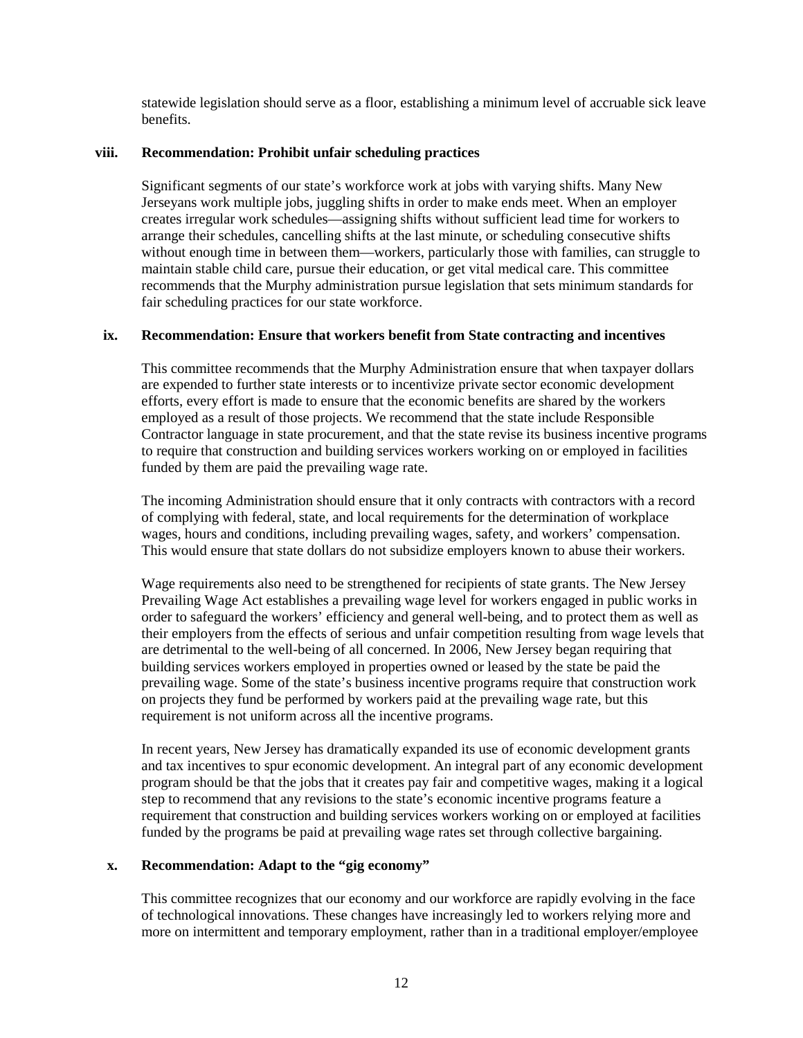statewide legislation should serve as a floor, establishing a minimum level of accruable sick leave benefits.

### viii. Recommendation: Prohibit unfair scheduling practices

Significant segments of our state's workforce work at jobs with varying shifts. Many New Jerseyans work multiple jobs, juggling shifts in order to make ends meet. When an employer creates irregular work schedules—assigning shifts without sufficient lead time for workers to arrange their schedules, cancelling shifts at the last minute, or scheduling consecutive shifts without enough time in between them—workers, particularly those with families, can struggle to maintain stable child care, pursue their education, or get vital medical care. This committee recommends that the Murphy administration pursue legislation that sets minimum standards for fair scheduling practices for our state workforce.

### ix. Recommendation: Ensure that workers benefit from State contracting and incentives

This committee recommends that the Murphy Administration ensure that when taxpayer dollars are expended to further state interests or to incentivize private sector economic development efforts, every effort is made to ensure that the economic benefits are shared by the workers employed as a result of those projects. We recommend that the state include Responsible Contractor language in state procurement, and that the state revise its business incentive programs to require that construction and building services workers working on or employed in facilities funded by them are paid the prevailing wage rate.

The incoming Administration should ensure that it only contracts with contractors with a record of complying with federal, state, and local requirements for the determination of workplace wages, hours and conditions, including prevailing wages, safety, and workers' compensation. This would ensure that state dollars do not subsidize employers known to abuse their workers.

Wage requirements also need to be strengthened for recipients of state grants. The New Jersey Prevailing Wage Act establishes a prevailing wage level for workers engaged in public works in order to safeguard the workers' efficiency and general well-being, and to protect them as well as their employers from the effects of serious and unfair competition resulting from wage levels that are detrimental to the well-being of all concerned. In 2006, New Jersey began requiring that building services workers employed in properties owned or leased by the state be paid the prevailing wage. Some of the state's business incentive programs require that construction work on projects they fund be performed by workers paid at the prevailing wage rate, but this requirement is not uniform across all the incentive programs.

In recent years, New Jersey has dramatically expanded its use of economic development grants and tax incentives to spur economic development. An integral part of any economic development program should be that the jobs that it creates pay fair and competitive wages, making it a logical step to recommend that any revisions to the state's economic incentive programs feature a requirement that construction and building services workers working on or employed at facilities funded by the programs be paid at prevailing wage rates set through collective bargaining.

### x. Recommendation: Adapt to the "gig economy"

This committee recognizes that our economy and our workforce are rapidly evolving in the face of technological innovations. These changes have increasingly led to workers relying more and more on intermittent and temporary employment, rather than in a traditional employer/employee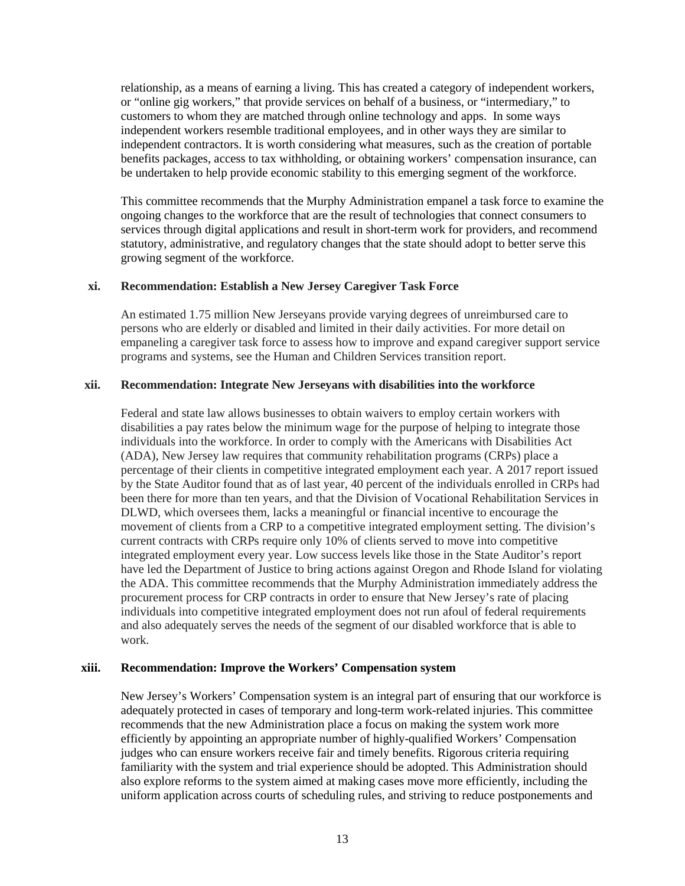relationship, as a means of earning a living. This has created a category of independent workers, or "online gig workers," that provide services on behalf of a business, or "intermediary," to customers to whom they are matched through online technology and apps. In some ways independent workers resemble traditional employees, and in other ways they are similar to independent contractors. It is worth considering what measures, such as the creation of portable benefits packages, access to tax withholding, or obtaining workers' compensation insurance, can be undertaken to help provide economic stability to this emerging segment of the workforce.

This committee recommends that the Murphy Administration empanel a task force to examine the ongoing changes to the workforce that are the result of technologies that connect consumers to services through digital applications and result in short-term work for providers, and recommend statutory, administrative, and regulatory changes that the state should adopt to better serve this growing segment of the workforce.

### xi. Recommendation: Establish a New Jersey Caregiver Task Force

An estimated 1.75 million New Jerseyans provide varying degrees of unreimbursed care to persons who are elderly or disabled and limited in their daily activities. For more detail on empaneling a caregiver task force to assess how to improve and expand caregiver support service programs and systems, see the Human and Children Services transition report.

### xii. Recommendation: Integrate New Jerseyans with disabilities into the workforce

Federal and state law allows businesses to obtain waivers to employ certain workers with disabilities a pay rates below the minimum wage for the purpose of helping to integrate those individuals into the workforce. In order to comply with the Americans with Disabilities Act (ADA), New Jersey law requires that community rehabilitation programs (CRPs) place a percentage of their clients in competitive integrated employment each year. A 2017 report issued by the State Auditor found that as of last year, 40 percent of the individuals enrolled in CRPs had been there for more than ten years, and that the Division of Vocational Rehabilitation Services in DLWD, which oversees them, lacks a meaningful or financial incentive to encourage the movement of clients from a CRP to a competitive integrated employment setting. The division's current contracts with CRPs require only 10% of clients served to move into competitive integrated employment every year. Low success levels like those in the State Auditor's report have led the Department of Justice to bring actions against Oregon and Rhode Island for violating the ADA. This committee recommends that the Murphy Administration immediately address the procurement process for CRP contracts in order to ensure that New Jersey's rate of placing individuals into competitive integrated employment does not run afoul of federal requirements and also adequately serves the needs of the segment of our disabled workforce that is able to work.

### xiii. Recommendation: Improve the Workers' Compensation system

New Jersey's Workers' Compensation system is an integral part of ensuring that our workforce is adequately protected in cases of temporary and long-term work-related injuries. This committee recommends that the new Administration place a focus on making the system work more efficiently by appointing an appropriate number of highly-qualified Workers' Compensation judges who can ensure workers receive fair and timely benefits. Rigorous criteria requiring familiarity with the system and trial experience should be adopted. This Administration should also explore reforms to the system aimed at making cases move more efficiently, including the uniform application across courts of scheduling rules, and striving to reduce postponements and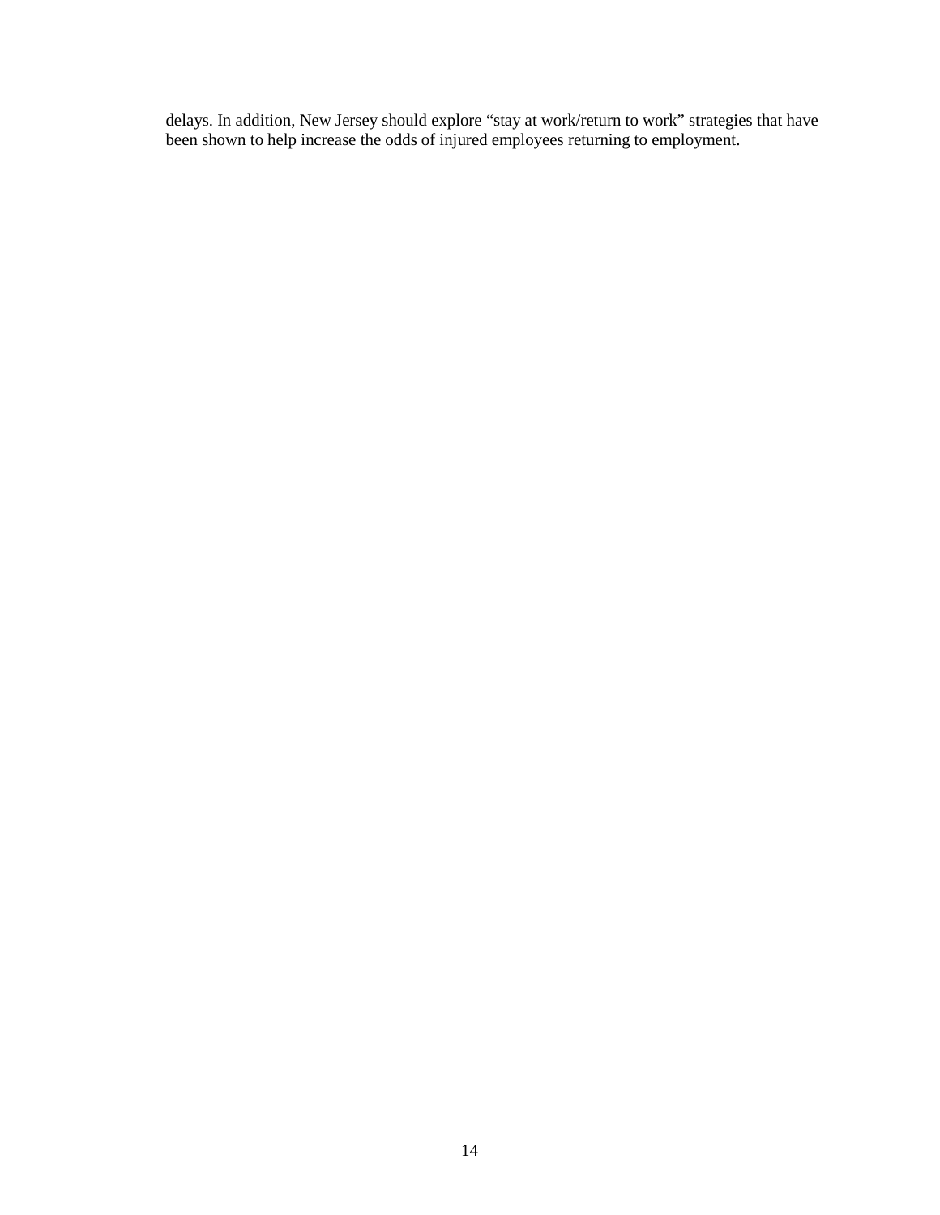delays. In addition, New Jersey should explore “stay at work/return to work” strategies that have been shown to help increase the odds of injured employees returning to employment.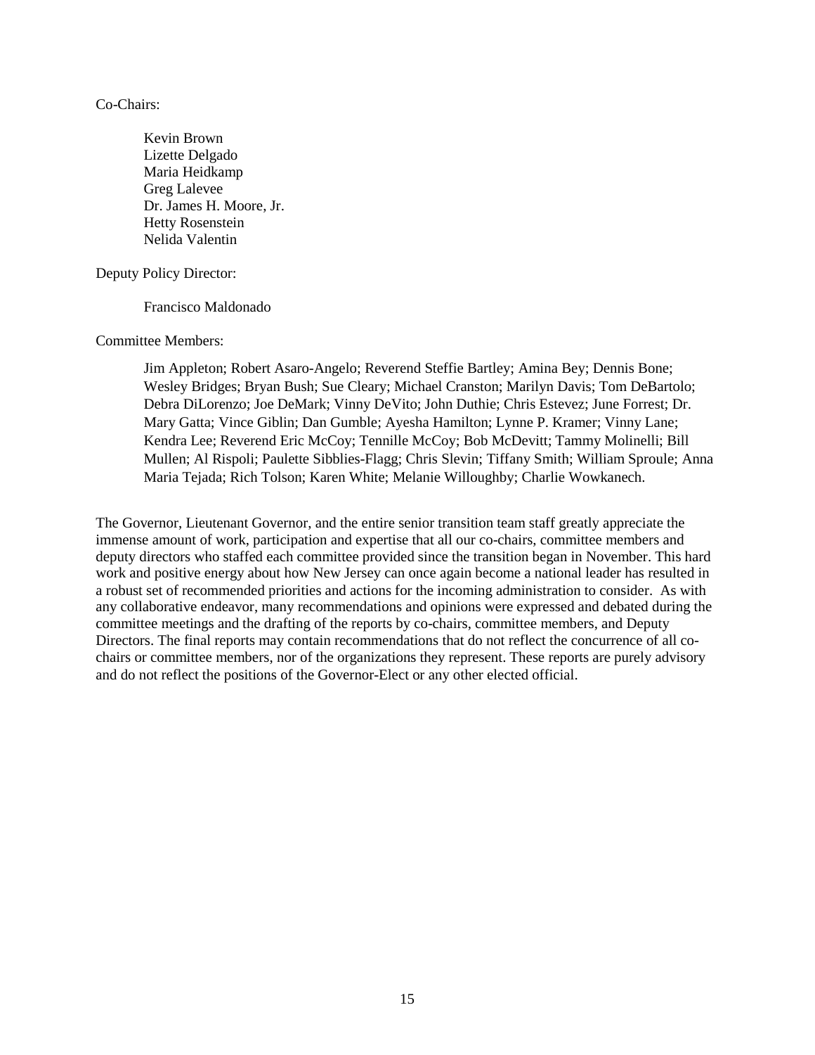Co-Chairs:

Kevin Brown
Lizette Delgado
Maria Heidkamp
Greg Lalevee
Dr. James H. Moore, Jr.
Hetty Rosenstein
Nelida Valentin

Deputy Policy Director:

Francisco Maldonado

Committee Members:

Jim Appleton; Robert Asaro-Angelo; Reverend Steffie Bartley; Amina Bey; Dennis Bone; Wesley Bridges; Bryan Bush; Sue Cleary; Michael Cranston; Marilyn Davis; Tom DeBartolo; Debra DiLorenzo; Joe DeMark; Vinny DeVito; John Duthie; Chris Estevez; June Forrest; Dr. Mary Gatta; Vince Giblin; Dan Gumble; Ayesha Hamilton; Lynne P. Kramer; Vinny Lane; Kendra Lee; Reverend Eric McCoy; Tennille McCoy; Bob McDevitt; Tammy Molinelli; Bill Mullen; Al Rispoli; Paulette Sibblies-Flagg; Chris Slevin; Tiffany Smith; William Sproule; Anna Maria Tejada; Rich Tolson; Karen White; Melanie Willoughby; Charlie Wowkanech.

The Governor, Lieutenant Governor, and the entire senior transition team staff greatly appreciate the immense amount of work, participation and expertise that all our co-chairs, committee members and deputy directors who staffed each committee provided since the transition began in November. This hard work and positive energy about how New Jersey can once again become a national leader has resulted in a robust set of recommended priorities and actions for the incoming administration to consider. As with any collaborative endeavor, many recommendations and opinions were expressed and debated during the committee meetings and the drafting of the reports by co-chairs, committee members, and Deputy Directors. The final reports may contain recommendations that do not reflect the concurrence of all co-chairs or committee members, nor of the organizations they represent. These reports are purely advisory and do not reflect the positions of the Governor-Elect or any other elected official.